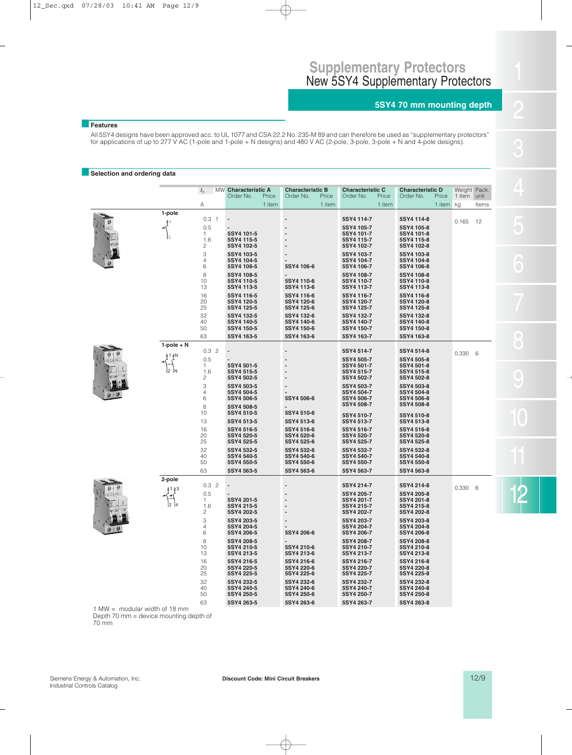# Supplementary Protectors

## New 5SY4 Supplementary Protectors

### 5SY4 70 mm mounting depth

#### Features

All 5SY4 designs have been approved acc. to UL 1077 and CSA 22.2 No. 235-M 89 and can therefore be used as "supplementary protectors" for applications of up to 277 V AC (1-pole and 1-pole + N designs) and 480 V AC (2-pole, 3-pole, 3-pole + N and 4-pole designs).

#### Selection and ordering data

| | $I_n$ | MW | Characteristic A Order No. | Price 1 item | Characteristic B Order No. | Price 1 item | Characteristic C Order No. | Price 1 item | Characteristic D Order No. | Price 1 item | Weight 1 item | Pack. unit |
|---|---|---|---|---|---|---|---|---|---|---|---|---|
| | A | | | | | | | | | | kg | Items |
| **1-pole** | 0.3 | 1 | - | | - | | 5SY4 114-7 | | 5SY4 114-8 | | 0.165 | 12 |
| | 0.5 | | - | | - | | 5SY4 105-7 | | 5SY4 105-8 | | | |
| | 1 | | 5SY4 101-5 | | - | | 5SY4 101-7 | | 5SY4 101-8 | | | |
| | 1.6 | | 5SY4 115-5 | | - | | 5SY4 115-7 | | 5SY4 115-8 | | | |
| | 2 | | 5SY4 102-5 | | - | | 5SY4 102-7 | | 5SY4 102-8 | | | |
| | 3 | | 5SY4 103-5 | | - | | 5SY4 103-7 | | 5SY4 103-8 | | | |
| | 4 | | 5SY4 104-5 | | - | | 5SY4 104-7 | | 5SY4 104-8 | | | |
| | 6 | | 5SY4 106-5 | | 5SY4 106-6 | | 5SY4 106-7 | | 5SY4 106-8 | | | |
| | 8 | | 5SY4 108-5 | | - | | 5SY4 108-7 | | 5SY4 108-8 | | | |
| | 10 | | 5SY4 110-5 | | 5SY4 110-6 | | 5SY4 110-7 | | 5SY4 110-8 | | | |
| | 13 | | 5SY4 113-5 | | 5SY4 113-6 | | 5SY4 113-7 | | 5SY4 113-8 | | | |
| | 16 | | 5SY4 116-5 | | 5SY4 116-6 | | 5SY4 116-7 | | 5SY4 116-8 | | | |
| | 20 | | 5SY4 120-5 | | 5SY4 120-6 | | 5SY4 120-7 | | 5SY4 120-8 | | | |
| | 25 | | 5SY4 125-5 | | 5SY4 125-6 | | 5SY4 125-7 | | 5SY4 125-8 | | | |
| | 32 | | 5SY4 132-5 | | 5SY4 132-6 | | 5SY4 132-7 | | 5SY4 132-8 | | | |
| | 40 | | 5SY4 140-5 | | 5SY4 140-6 | | 5SY4 140-7 | | 5SY4 140-8 | | | |
| | 50 | | 5SY4 150-5 | | 5SY4 150-6 | | 5SY4 150-7 | | 5SY4 150-8 | | | |
| | 63 | | 5SY4 163-5 | | 5SY4 163-6 | | 5SY4 163-7 | | 5SY4 163-8 | | | |
| **1-pole + N** | 0.3 | 2 | - | | - | | 5SY4 514-7 | | 5SY4 514-8 | | 0.330 | 6 |
| | 0.5 | | - | | - | | 5SY4 505-7 | | 5SY4 505-8 | | | |
| | 1 | | 5SY4 501-5 | | - | | 5SY4 501-7 | | 5SY4 501-8 | | | |
| | 1.6 | | 5SY4 515-5 | | - | | 5SY4 515-7 | | 5SY4 515-8 | | | |
| | 2 | | 5SY4 502-5 | | - | | 5SY4 502-7 | | 5SY4 502-8 | | | |
| | 3 | | 5SY4 503-5 | | - | | 5SY4 503-7 | | 5SY4 503-8 | | | |
| | 4 | | 5SY4 504-5 | | - | | 5SY4 504-7 | | 5SY4 504-8 | | | |
| | 6 | | 5SY4 506-5 | | 5SY4 506-6 | | 5SY4 506-7 | | 5SY4 506-8 | | | |
| | 8 | | 5SY4 508-5 | | - | | 5SY4 508-7 | | 5SY4 508-8 | | | |
| | 10 | | 5SY4 510-5 | | 5SY4 510-6 | | 5SY4 510-7 | | 5SY4 510-8 | | | |
| | 13 | | 5SY4 513-5 | | 5SY4 513-6 | | 5SY4 513-7 | | 5SY4 513-8 | | | |
| | 16 | | 5SY4 516-5 | | 5SY4 516-6 | | 5SY4 516-7 | | 5SY4 516-8 | | | |
| | 20 | | 5SY4 520-5 | | 5SY4 520-6 | | 5SY4 520-7 | | 5SY4 520-8 | | | |
| | 25 | | 5SY4 525-5 | | 5SY4 525-6 | | 5SY4 525-7 | | 5SY4 525-8 | | | |
| | 32 | | 5SY4 532-5 | | 5SY4 532-6 | | 5SY4 532-7 | | 5SY4 532-8 | | | |
| | 40 | | 5SY4 540-5 | | 5SY4 540-6 | | 5SY4 540-7 | | 5SY4 540-8 | | | |
| | 50 | | 5SY4 550-5 | | 5SY4 550-6 | | 5SY4 550-7 | | 5SY4 550-8 | | | |
| | 63 | | 5SY4 563-5 | | 5SY4 563-6 | | 5SY4 563-7 | | 5SY4 563-8 | | | |
| **2-pole** | 0.3 | 2 | - | | - | | 5SY4 214-7 | | 5SY4 214-8 | | 0.330 | 6 |
| | 0.5 | | - | | - | | 5SY4 205-7 | | 5SY4 205-8 | | | |
| | 1 | | 5SY4 201-5 | | - | | 5SY4 201-7 | | 5SY4 201-8 | | | |
| | 1.6 | | 5SY4 215-5 | | - | | 5SY4 215-7 | | 5SY4 215-8 | | | |
| | 2 | | 5SY4 202-5 | | - | | 5SY4 202-7 | | 5SY4 202-8 | | | |
| | 3 | | 5SY4 203-5 | | - | | 5SY4 203-7 | | 5SY4 203-8 | | | |
| | 4 | | 5SY4 204-5 | | - | | 5SY4 204-7 | | 5SY4 204-8 | | | |
| | 6 | | 5SY4 206-5 | | 5SY4 206-6 | | 5SY4 206-7 | | 5SY4 206-8 | | | |
| | 8 | | 5SY4 208-5 | | - | | 5SY4 208-7 | | 5SY4 208-8 | | | |
| | 10 | | 5SY4 210-5 | | 5SY4 210-6 | | 5SY4 210-7 | | 5SY4 210-8 | | | |
| | 13 | | 5SY4 213-5 | | 5SY4 213-6 | | 5SY4 213-7 | | 5SY4 213-8 | | | |
| | 16 | | 5SY4 216-5 | | 5SY4 216-6 | | 5SY4 216-7 | | 5SY4 216-8 | | | |
| | 20 | | 5SY4 220-5 | | 5SY4 220-6 | | 5SY4 220-7 | | 5SY4 220-8 | | | |
| | 25 | | 5SY4 225-5 | | 5SY4 225-6 | | 5SY4 225-7 | | 5SY4 225-8 | | | |
| | 32 | | 5SY4 232-5 | | 5SY4 232-6 | | 5SY4 232-7 | | 5SY4 232-8 | | | |
| | 40 | | 5SY4 240-5 | | 5SY4 240-6 | | 5SY4 240-7 | | 5SY4 240-8 | | | |
| | 50 | | 5SY4 250-5 | | 5SY4 250-6 | | 5SY4 250-7 | | 5SY4 250-8 | | | |
| | 63 | | 5SY4 263-5 | | 5SY4 263-6 | | 5SY4 263-7 | | 5SY4 263-8 | | | |

1 MW = modular width of 18 mm
Depth 70 mm = device mounting depth of 70 mm

Discount Code: Mini Circuit Breakers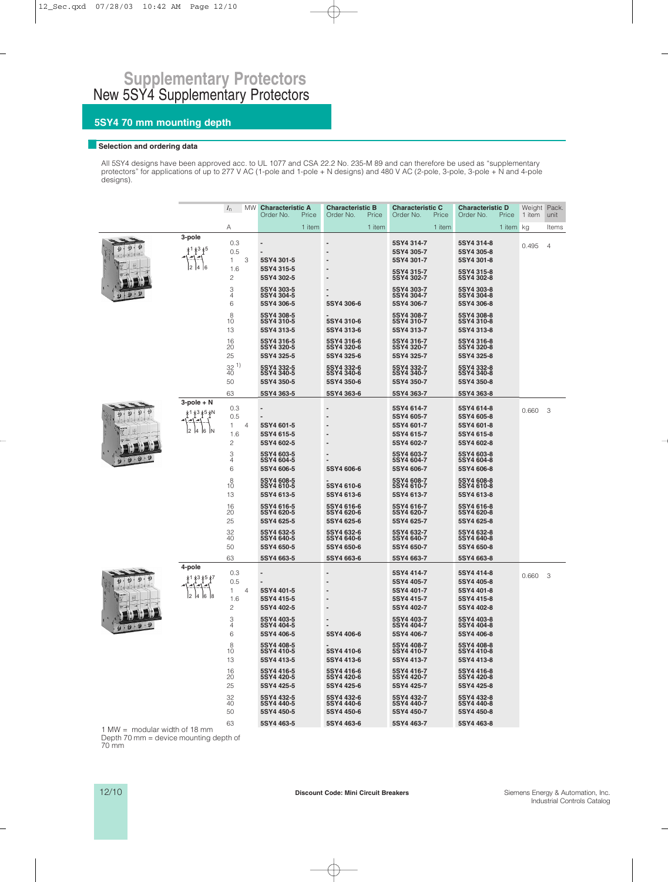# Supplementary Protectors

## New 5SY4 Supplementary Protectors

### 5SY4 70 mm mounting depth

#### Selection and ordering data

All 5SY4 designs have been approved acc. to UL 1077 and CSA 22.2 No. 235-M 89 and can therefore be used as "supplementary protectors" for applications of up to 277 V AC (1-pole and 1-pole + N designs) and 480 V AC (2-pole, 3-pole, 3-pole + N and 4-pole designs).

| | $I_n$ | MW | Characteristic A Order No. | Price | Characteristic B Order No. | Price | Characteristic C Order No. | Price | Characteristic D Order No. | Price | Weight 1 item | Pack. unit |
|---|---|---|---|---|---|---|---|---|---|---|---|---|
| | A | | | 1 item | | 1 item | | 1 item | | 1 item | kg | Items |
| **3-pole** | 0.3 | 3 | - | | - | | 5SY4 314-7 | | 5SY4 314-8 | | 0.495 | 4 |
| | 0.5 | | - | | - | | 5SY4 305-7 | | 5SY4 305-8 | | | |
| | 1 | | 5SY4 301-5 | | - | | 5SY4 301-7 | | 5SY4 301-8 | | | |
| | 1.6 | | 5SY4 315-5 | | - | | 5SY4 315-7 | | 5SY4 315-8 | | | |
| | 2 | | 5SY4 302-5 | | - | | 5SY4 302-7 | | 5SY4 302-8 | | | |
| | 3 | | 5SY4 303-5 | | - | | 5SY4 303-7 | | 5SY4 303-8 | | | |
| | 4 | | 5SY4 304-5 | | - | | 5SY4 304-7 | | 5SY4 304-8 | | | |
| | 6 | | 5SY4 306-5 | | 5SY4 306-6 | | 5SY4 306-7 | | 5SY4 306-8 | | | |
| | 8 | | 5SY4 308-5 | | - | | 5SY4 308-7 | | 5SY4 308-8 | | | |
| | 10 | | 5SY4 310-5 | | 5SY4 310-6 | | 5SY4 310-7 | | 5SY4 310-8 | | | |
| | 13 | | 5SY4 313-5 | | 5SY4 313-6 | | 5SY4 313-7 | | 5SY4 313-8 | | | |
| | 16 | | 5SY4 316-5 | | 5SY4 316-6 | | 5SY4 316-7 | | 5SY4 316-8 | | | |
| | 20 | | 5SY4 320-5 | | 5SY4 320-6 | | 5SY4 320-7 | | 5SY4 320-8 | | | |
| | 25 | | 5SY4 325-5 | | 5SY4 325-6 | | 5SY4 325-7 | | 5SY4 325-8 | | | |
| | 32 1) | | 5SY4 332-5 | | 5SY4 332-6 | | 5SY4 332-7 | | 5SY4 332-8 | | | |
| | 40 | | 5SY4 340-5 | | 5SY4 340-6 | | 5SY4 340-7 | | 5SY4 340-8 | | | |
| | 50 | | 5SY4 350-5 | | 5SY4 350-6 | | 5SY4 350-7 | | 5SY4 350-8 | | | |
| | 63 | | 5SY4 363-5 | | 5SY4 363-6 | | 5SY4 363-7 | | 5SY4 363-8 | | | |
| **3-pole + N** | 0.3 | 4 | - | | - | | 5SY4 614-7 | | 5SY4 614-8 | | 0.660 | 3 |
| | 0.5 | | - | | - | | 5SY4 605-7 | | 5SY4 605-8 | | | |
| | 1 | | 5SY4 601-5 | | - | | 5SY4 601-7 | | 5SY4 601-8 | | | |
| | 1.6 | | 5SY4 615-5 | | - | | 5SY4 615-7 | | 5SY4 615-8 | | | |
| | 2 | | 5SY4 602-5 | | - | | 5SY4 602-7 | | 5SY4 602-8 | | | |
| | 3 | | 5SY4 603-5 | | - | | 5SY4 603-7 | | 5SY4 603-8 | | | |
| | 4 | | 5SY4 604-5 | | - | | 5SY4 604-7 | | 5SY4 604-8 | | | |
| | 6 | | 5SY4 606-5 | | 5SY4 606-6 | | 5SY4 606-7 | | 5SY4 606-8 | | | |
| | 8 | | 5SY4 608-5 | | - | | 5SY4 608-7 | | 5SY4 608-8 | | | |
| | 10 | | 5SY4 610-5 | | 5SY4 610-6 | | 5SY4 610-7 | | 5SY4 610-8 | | | |
| | 13 | | 5SY4 613-5 | | 5SY4 613-6 | | 5SY4 613-7 | | 5SY4 613-8 | | | |
| | 16 | | 5SY4 616-5 | | 5SY4 616-6 | | 5SY4 616-7 | | 5SY4 616-8 | | | |
| | 20 | | 5SY4 620-5 | | 5SY4 620-6 | | 5SY4 620-7 | | 5SY4 620-8 | | | |
| | 25 | | 5SY4 625-5 | | 5SY4 625-6 | | 5SY4 625-7 | | 5SY4 625-8 | | | |
| | 32 | | 5SY4 632-5 | | 5SY4 632-6 | | 5SY4 632-7 | | 5SY4 632-8 | | | |
| | 40 | | 5SY4 640-5 | | 5SY4 640-6 | | 5SY4 640-7 | | 5SY4 640-8 | | | |
| | 50 | | 5SY4 650-5 | | 5SY4 650-6 | | 5SY4 650-7 | | 5SY4 650-8 | | | |
| | 63 | | 5SY4 663-5 | | 5SY4 663-6 | | 5SY4 663-7 | | 5SY4 663-8 | | | |
| **4-pole** | 0.3 | 4 | - | | - | | 5SY4 414-7 | | 5SY4 414-8 | | 0.660 | 3 |
| | 0.5 | | - | | - | | 5SY4 405-7 | | 5SY4 405-8 | | | |
| | 1 | | 5SY4 401-5 | | - | | 5SY4 401-7 | | 5SY4 401-8 | | | |
| | 1.6 | | 5SY4 415-5 | | - | | 5SY4 415-7 | | 5SY4 415-8 | | | |
| | 2 | | 5SY4 402-5 | | - | | 5SY4 402-7 | | 5SY4 402-8 | | | |
| | 3 | | 5SY4 403-5 | | - | | 5SY4 403-7 | | 5SY4 403-8 | | | |
| | 4 | | 5SY4 404-5 | | - | | 5SY4 404-7 | | 5SY4 404-8 | | | |
| | 6 | | 5SY4 406-5 | | 5SY4 406-6 | | 5SY4 406-7 | | 5SY4 406-8 | | | |
| | 8 | | 5SY4 408-5 | | - | | 5SY4 408-7 | | 5SY4 408-8 | | | |
| | 10 | | 5SY4 410-5 | | 5SY4 410-6 | | 5SY4 410-7 | | 5SY4 410-8 | | | |
| | 13 | | 5SY4 413-5 | | 5SY4 413-6 | | 5SY4 413-7 | | 5SY4 413-8 | | | |
| | 16 | | 5SY4 416-5 | | 5SY4 416-6 | | 5SY4 416-7 | | 5SY4 416-8 | | | |
| | 20 | | 5SY4 420-5 | | 5SY4 420-6 | | 5SY4 420-7 | | 5SY4 420-8 | | | |
| | 25 | | 5SY4 425-5 | | 5SY4 425-6 | | 5SY4 425-7 | | 5SY4 425-8 | | | |
| | 32 | | 5SY4 432-5 | | 5SY4 432-6 | | 5SY4 432-7 | | 5SY4 432-8 | | | |
| | 40 | | 5SY4 440-5 | | 5SY4 440-6 | | 5SY4 440-7 | | 5SY4 440-8 | | | |
| | 50 | | 5SY4 450-5 | | 5SY4 450-6 | | 5SY4 450-7 | | 5SY4 450-8 | | | |
| | 63 | | 5SY4 463-5 | | 5SY4 463-6 | | 5SY4 463-7 | | 5SY4 463-8 | | | |

1 MW = modular width of 18 mm
Depth 70 mm = device mounting depth of 70 mm

Discount Code: Mini Circuit Breakers